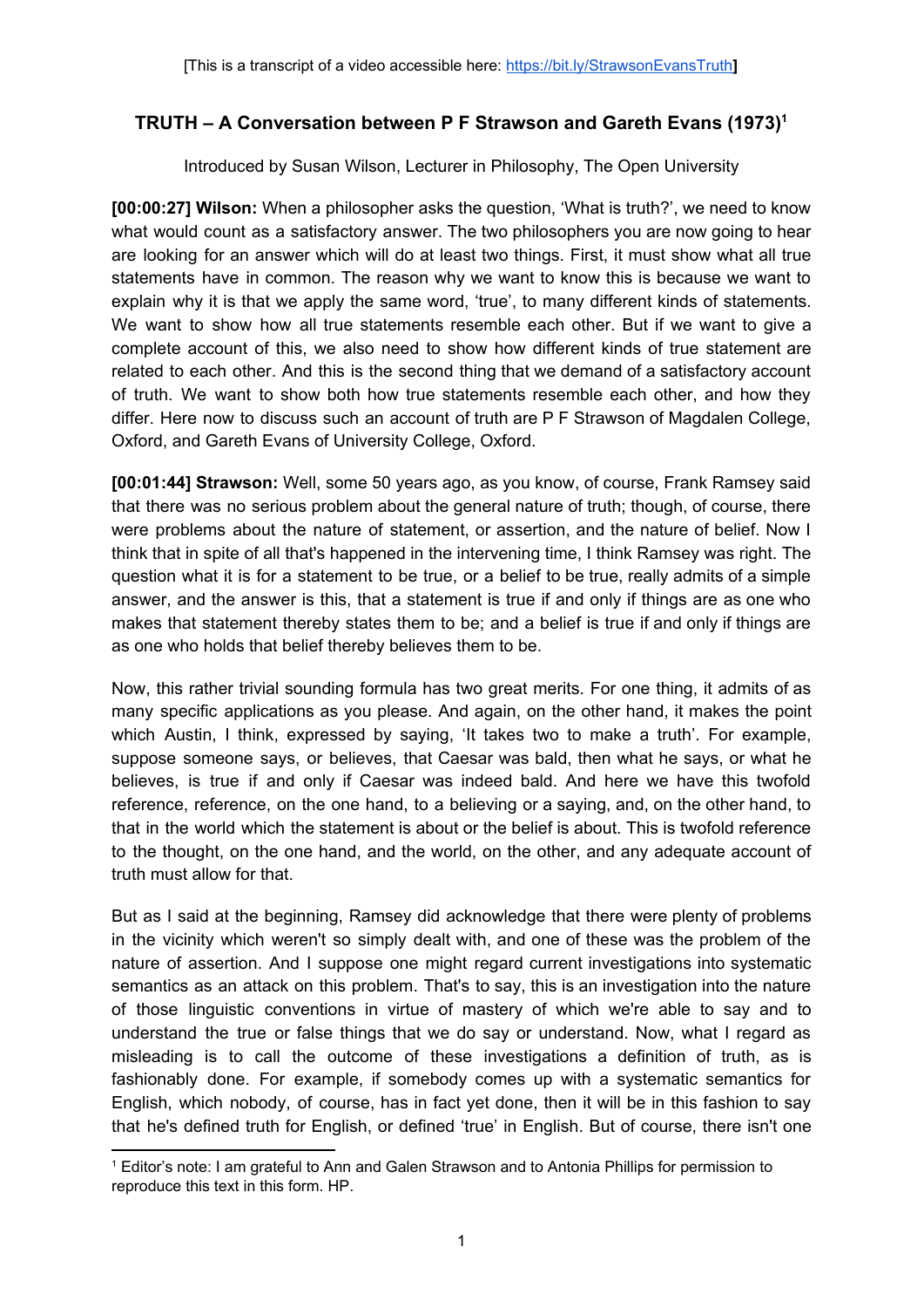[This is a transcript of a video accessible here: https://bit.ly/StrawsonEvansTruth]

# TRUTH – A Conversation between P F Strawson and Gareth Evans (1973)[1]

Introduced by Susan Wilson, Lecturer in Philosophy, The Open University

**[00:00:27] Wilson:** When a philosopher asks the question, 'What is truth?', we need to know what would count as a satisfactory answer. The two philosophers you are now going to hear are looking for an answer which will do at least two things. First, it must show what all true statements have in common. The reason why we want to know this is because we want to explain why it is that we apply the same word, 'true', to many different kinds of statements. We want to show how all true statements resemble each other. But if we want to give a complete account of this, we also need to show how different kinds of true statement are related to each other. And this is the second thing that we demand of a satisfactory account of truth. We want to show both how true statements resemble each other, and how they differ. Here now to discuss such an account of truth are P F Strawson of Magdalen College, Oxford, and Gareth Evans of University College, Oxford.

**[00:01:44] Strawson:** Well, some 50 years ago, as you know, of course, Frank Ramsey said that there was no serious problem about the general nature of truth; though, of course, there were problems about the nature of statement, or assertion, and the nature of belief. Now I think that in spite of all that's happened in the intervening time, I think Ramsey was right. The question what it is for a statement to be true, or a belief to be true, really admits of a simple answer, and the answer is this, that a statement is true if and only if things are as one who makes that statement thereby states them to be; and a belief is true if and only if things are as one who holds that belief thereby believes them to be.

Now, this rather trivial sounding formula has two great merits. For one thing, it admits of as many specific applications as you please. And again, on the other hand, it makes the point which Austin, I think, expressed by saying, 'It takes two to make a truth'. For example, suppose someone says, or believes, that Caesar was bald, then what he says, or what he believes, is true if and only if Caesar was indeed bald. And here we have this twofold reference, reference, on the one hand, to a believing or a saying, and, on the other hand, to that in the world which the statement is about or the belief is about. This is twofold reference to the thought, on the one hand, and the world, on the other, and any adequate account of truth must allow for that.

But as I said at the beginning, Ramsey did acknowledge that there were plenty of problems in the vicinity which weren't so simply dealt with, and one of these was the problem of the nature of assertion. And I suppose one might regard current investigations into systematic semantics as an attack on this problem. That's to say, this is an investigation into the nature of those linguistic conventions in virtue of mastery of which we're able to say and to understand the true or false things that we do say or understand. Now, what I regard as misleading is to call the outcome of these investigations a definition of truth, as is fashionably done. For example, if somebody comes up with a systematic semantics for English, which nobody, of course, has in fact yet done, then it will be in this fashion to say that he's defined truth for English, or defined 'true' in English. But of course, there isn't one

[1] Editor's note: I am grateful to Ann and Galen Strawson and to Antonia Phillips for permission to reproduce this text in this form. HP.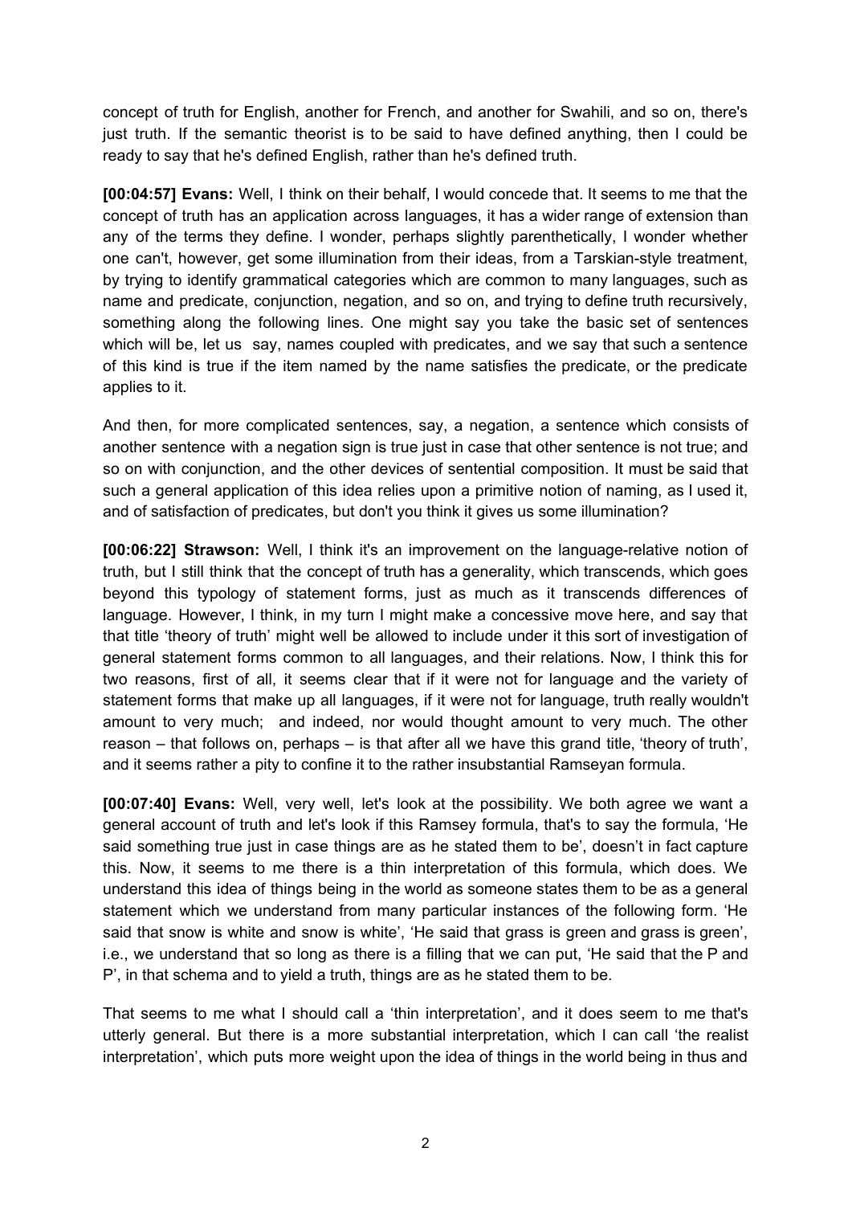concept of truth for English, another for French, and another for Swahili, and so on, there's just truth. If the semantic theorist is to be said to have defined anything, then I could be ready to say that he's defined English, rather than he's defined truth.

**[00:04:57] Evans:** Well, I think on their behalf, I would concede that. It seems to me that the concept of truth has an application across languages, it has a wider range of extension than any of the terms they define. I wonder, perhaps slightly parenthetically, I wonder whether one can't, however, get some illumination from their ideas, from a Tarskian-style treatment, by trying to identify grammatical categories which are common to many languages, such as name and predicate, conjunction, negation, and so on, and trying to define truth recursively, something along the following lines. One might say you take the basic set of sentences which will be, let us say, names coupled with predicates, and we say that such a sentence of this kind is true if the item named by the name satisfies the predicate, or the predicate applies to it.

And then, for more complicated sentences, say, a negation, a sentence which consists of another sentence with a negation sign is true just in case that other sentence is not true; and so on with conjunction, and the other devices of sentential composition. It must be said that such a general application of this idea relies upon a primitive notion of naming, as I used it, and of satisfaction of predicates, but don't you think it gives us some illumination?

**[00:06:22] Strawson:** Well, I think it's an improvement on the language-relative notion of truth, but I still think that the concept of truth has a generality, which transcends, which goes beyond this typology of statement forms, just as much as it transcends differences of language. However, I think, in my turn I might make a concessive move here, and say that that title 'theory of truth' might well be allowed to include under it this sort of investigation of general statement forms common to all languages, and their relations. Now, I think this for two reasons, first of all, it seems clear that if it were not for language and the variety of statement forms that make up all languages, if it were not for language, truth really wouldn't amount to very much; and indeed, nor would thought amount to very much. The other reason – that follows on, perhaps – is that after all we have this grand title, 'theory of truth', and it seems rather a pity to confine it to the rather insubstantial Ramseyan formula.

**[00:07:40] Evans:** Well, very well, let's look at the possibility. We both agree we want a general account of truth and let's look if this Ramsey formula, that's to say the formula, 'He said something true just in case things are as he stated them to be', doesn't in fact capture this. Now, it seems to me there is a thin interpretation of this formula, which does. We understand this idea of things being in the world as someone states them to be as a general statement which we understand from many particular instances of the following form. 'He said that snow is white and snow is white', 'He said that grass is green and grass is green', i.e., we understand that so long as there is a filling that we can put, 'He said that the P and P', in that schema and to yield a truth, things are as he stated them to be.

That seems to me what I should call a 'thin interpretation', and it does seem to me that's utterly general. But there is a more substantial interpretation, which I can call 'the realist interpretation', which puts more weight upon the idea of things in the world being in thus and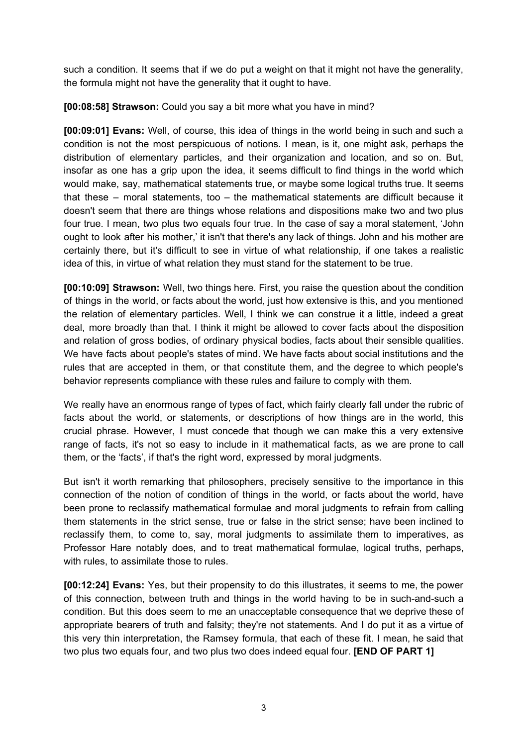such a condition. It seems that if we do put a weight on that it might not have the generality, the formula might not have the generality that it ought to have.

**[00:08:58] Strawson:** Could you say a bit more what you have in mind?

**[00:09:01] Evans:** Well, of course, this idea of things in the world being in such and such a condition is not the most perspicuous of notions. I mean, is it, one might ask, perhaps the distribution of elementary particles, and their organization and location, and so on. But, insofar as one has a grip upon the idea, it seems difficult to find things in the world which would make, say, mathematical statements true, or maybe some logical truths true. It seems that these – moral statements, too – the mathematical statements are difficult because it doesn't seem that there are things whose relations and dispositions make two and two plus four true. I mean, two plus two equals four true. In the case of say a moral statement, 'John ought to look after his mother,' it isn't that there's any lack of things. John and his mother are certainly there, but it's difficult to see in virtue of what relationship, if one takes a realistic idea of this, in virtue of what relation they must stand for the statement to be true.

**[00:10:09] Strawson:** Well, two things here. First, you raise the question about the condition of things in the world, or facts about the world, just how extensive is this, and you mentioned the relation of elementary particles. Well, I think we can construe it a little, indeed a great deal, more broadly than that. I think it might be allowed to cover facts about the disposition and relation of gross bodies, of ordinary physical bodies, facts about their sensible qualities. We have facts about people's states of mind. We have facts about social institutions and the rules that are accepted in them, or that constitute them, and the degree to which people's behavior represents compliance with these rules and failure to comply with them.

We really have an enormous range of types of fact, which fairly clearly fall under the rubric of facts about the world, or statements, or descriptions of how things are in the world, this crucial phrase. However, I must concede that though we can make this a very extensive range of facts, it's not so easy to include in it mathematical facts, as we are prone to call them, or the 'facts', if that's the right word, expressed by moral judgments.

But isn't it worth remarking that philosophers, precisely sensitive to the importance in this connection of the notion of condition of things in the world, or facts about the world, have been prone to reclassify mathematical formulae and moral judgments to refrain from calling them statements in the strict sense, true or false in the strict sense; have been inclined to reclassify them, to come to, say, moral judgments to assimilate them to imperatives, as Professor Hare notably does, and to treat mathematical formulae, logical truths, perhaps, with rules, to assimilate those to rules.

**[00:12:24] Evans:** Yes, but their propensity to do this illustrates, it seems to me, the power of this connection, between truth and things in the world having to be in such-and-such a condition. But this does seem to me an unacceptable consequence that we deprive these of appropriate bearers of truth and falsity; they're not statements. And I do put it as a virtue of this very thin interpretation, the Ramsey formula, that each of these fit. I mean, he said that two plus two equals four, and two plus two does indeed equal four. **[END OF PART 1]**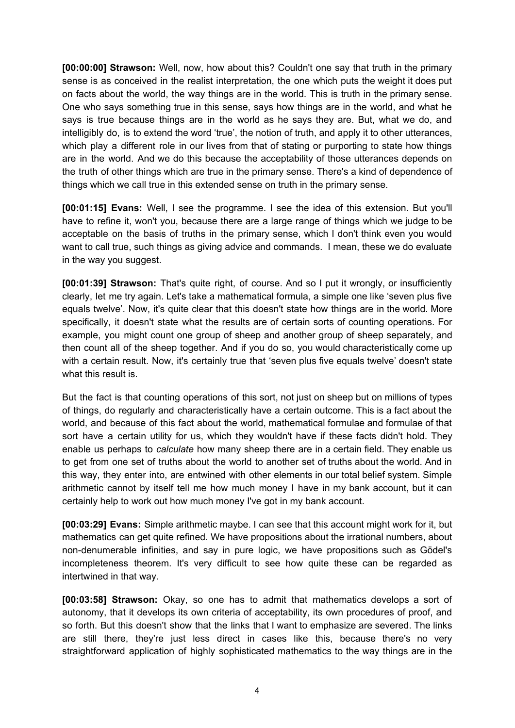**[00:00:00] Strawson:** Well, now, how about this? Couldn't one say that truth in the primary sense is as conceived in the realist interpretation, the one which puts the weight it does put on facts about the world, the way things are in the world. This is truth in the primary sense. One who says something true in this sense, says how things are in the world, and what he says is true because things are in the world as he says they are. But, what we do, and intelligibly do, is to extend the word 'true', the notion of truth, and apply it to other utterances, which play a different role in our lives from that of stating or purporting to state how things are in the world. And we do this because the acceptability of those utterances depends on the truth of other things which are true in the primary sense. There's a kind of dependence of things which we call true in this extended sense on truth in the primary sense.

**[00:01:15] Evans:** Well, I see the programme. I see the idea of this extension. But you'll have to refine it, won't you, because there are a large range of things which we judge to be acceptable on the basis of truths in the primary sense, which I don't think even you would want to call true, such things as giving advice and commands. I mean, these we do evaluate in the way you suggest.

**[00:01:39] Strawson:** That's quite right, of course. And so I put it wrongly, or insufficiently clearly, let me try again. Let's take a mathematical formula, a simple one like 'seven plus five equals twelve'. Now, it's quite clear that this doesn't state how things are in the world. More specifically, it doesn't state what the results are of certain sorts of counting operations. For example, you might count one group of sheep and another group of sheep separately, and then count all of the sheep together. And if you do so, you would characteristically come up with a certain result. Now, it's certainly true that 'seven plus five equals twelve' doesn't state what this result is.

But the fact is that counting operations of this sort, not just on sheep but on millions of types of things, do regularly and characteristically have a certain outcome. This is a fact about the world, and because of this fact about the world, mathematical formulae and formulae of that sort have a certain utility for us, which they wouldn't have if these facts didn't hold. They enable us perhaps to *calculate* how many sheep there are in a certain field. They enable us to get from one set of truths about the world to another set of truths about the world. And in this way, they enter into, are entwined with other elements in our total belief system. Simple arithmetic cannot by itself tell me how much money I have in my bank account, but it can certainly help to work out how much money I've got in my bank account.

**[00:03:29] Evans:** Simple arithmetic maybe. I can see that this account might work for it, but mathematics can get quite refined. We have propositions about the irrational numbers, about non-denumerable infinities, and say in pure logic, we have propositions such as Gödel's incompleteness theorem. It's very difficult to see how quite these can be regarded as intertwined in that way.

**[00:03:58] Strawson:** Okay, so one has to admit that mathematics develops a sort of autonomy, that it develops its own criteria of acceptability, its own procedures of proof, and so forth. But this doesn't show that the links that I want to emphasize are severed. The links are still there, they're just less direct in cases like this, because there's no very straightforward application of highly sophisticated mathematics to the way things are in the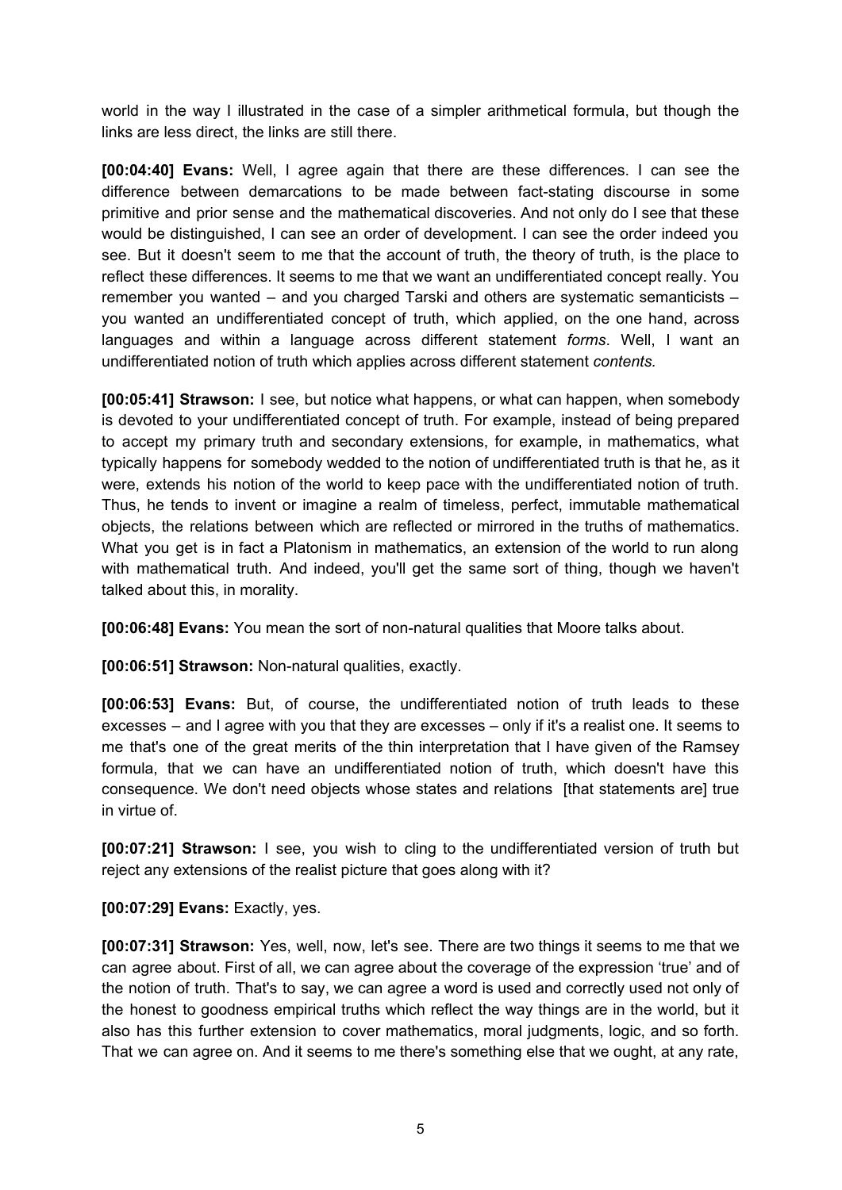world in the way I illustrated in the case of a simpler arithmetical formula, but though the links are less direct, the links are still there.

**[00:04:40] Evans:** Well, I agree again that there are these differences. I can see the difference between demarcations to be made between fact-stating discourse in some primitive and prior sense and the mathematical discoveries. And not only do I see that these would be distinguished, I can see an order of development. I can see the order indeed you see. But it doesn't seem to me that the account of truth, the theory of truth, is the place to reflect these differences. It seems to me that we want an undifferentiated concept really. You remember you wanted – and you charged Tarski and others are systematic semanticists – you wanted an undifferentiated concept of truth, which applied, on the one hand, across languages and within a language across different statement *forms*. Well, I want an undifferentiated notion of truth which applies across different statement *contents.*

**[00:05:41] Strawson:** I see, but notice what happens, or what can happen, when somebody is devoted to your undifferentiated concept of truth. For example, instead of being prepared to accept my primary truth and secondary extensions, for example, in mathematics, what typically happens for somebody wedded to the notion of undifferentiated truth is that he, as it were, extends his notion of the world to keep pace with the undifferentiated notion of truth. Thus, he tends to invent or imagine a realm of timeless, perfect, immutable mathematical objects, the relations between which are reflected or mirrored in the truths of mathematics. What you get is in fact a Platonism in mathematics, an extension of the world to run along with mathematical truth. And indeed, you'll get the same sort of thing, though we haven't talked about this, in morality.

**[00:06:48] Evans:** You mean the sort of non-natural qualities that Moore talks about.

**[00:06:51] Strawson:** Non-natural qualities, exactly.

**[00:06:53] Evans:** But, of course, the undifferentiated notion of truth leads to these excesses – and I agree with you that they are excesses – only if it's a realist one. It seems to me that's one of the great merits of the thin interpretation that I have given of the Ramsey formula, that we can have an undifferentiated notion of truth, which doesn't have this consequence. We don't need objects whose states and relations [that statements are] true in virtue of.

**[00:07:21] Strawson:** I see, you wish to cling to the undifferentiated version of truth but reject any extensions of the realist picture that goes along with it?

**[00:07:29] Evans:** Exactly, yes.

**[00:07:31] Strawson:** Yes, well, now, let's see. There are two things it seems to me that we can agree about. First of all, we can agree about the coverage of the expression 'true' and of the notion of truth. That's to say, we can agree a word is used and correctly used not only of the honest to goodness empirical truths which reflect the way things are in the world, but it also has this further extension to cover mathematics, moral judgments, logic, and so forth. That we can agree on. And it seems to me there's something else that we ought, at any rate,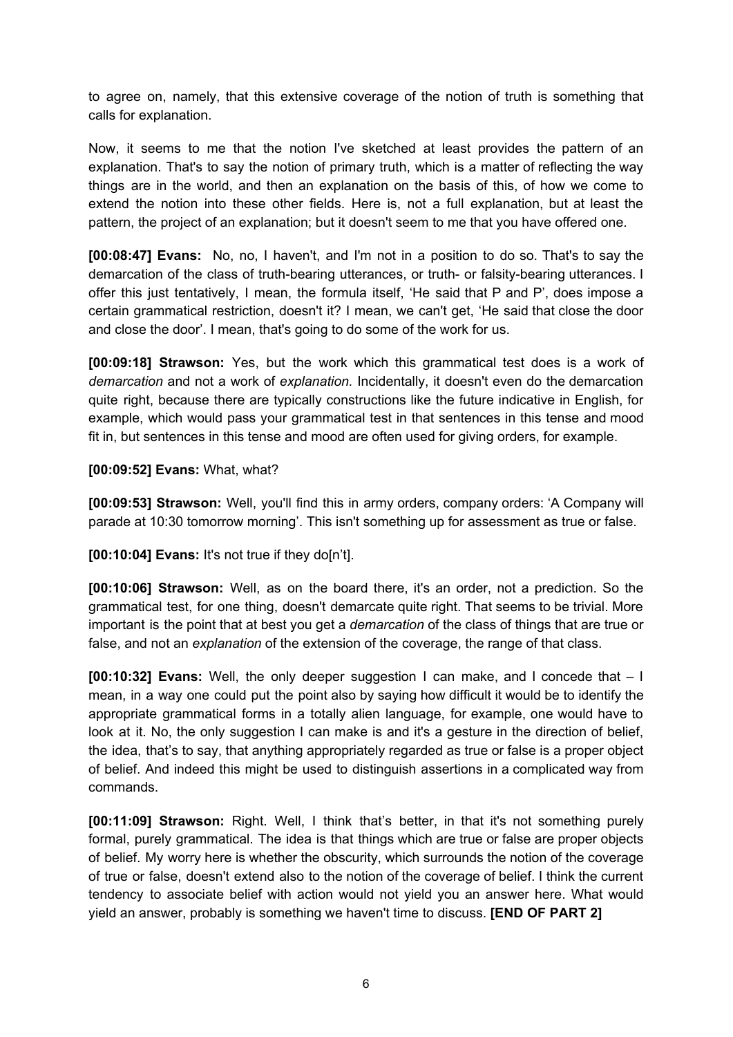to agree on, namely, that this extensive coverage of the notion of truth is something that calls for explanation.

Now, it seems to me that the notion I've sketched at least provides the pattern of an explanation. That's to say the notion of primary truth, which is a matter of reflecting the way things are in the world, and then an explanation on the basis of this, of how we come to extend the notion into these other fields. Here is, not a full explanation, but at least the pattern, the project of an explanation; but it doesn't seem to me that you have offered one.

**[00:08:47] Evans:** No, no, I haven't, and I'm not in a position to do so. That's to say the demarcation of the class of truth-bearing utterances, or truth- or falsity-bearing utterances. I offer this just tentatively, I mean, the formula itself, 'He said that P and P', does impose a certain grammatical restriction, doesn't it? I mean, we can't get, 'He said that close the door and close the door'. I mean, that's going to do some of the work for us.

**[00:09:18] Strawson:** Yes, but the work which this grammatical test does is a work of *demarcation* and not a work of *explanation.* Incidentally, it doesn't even do the demarcation quite right, because there are typically constructions like the future indicative in English, for example, which would pass your grammatical test in that sentences in this tense and mood fit in, but sentences in this tense and mood are often used for giving orders, for example.

**[00:09:52] Evans:** What, what?

**[00:09:53] Strawson:** Well, you'll find this in army orders, company orders: 'A Company will parade at 10:30 tomorrow morning'. This isn't something up for assessment as true or false.

**[00:10:04] Evans:** It's not true if they do[n't].

**[00:10:06] Strawson:** Well, as on the board there, it's an order, not a prediction. So the grammatical test, for one thing, doesn't demarcate quite right. That seems to be trivial. More important is the point that at best you get a *demarcation* of the class of things that are true or false, and not an *explanation* of the extension of the coverage, the range of that class.

**[00:10:32] Evans:** Well, the only deeper suggestion I can make, and I concede that – I mean, in a way one could put the point also by saying how difficult it would be to identify the appropriate grammatical forms in a totally alien language, for example, one would have to look at it. No, the only suggestion I can make is and it's a gesture in the direction of belief, the idea, that's to say, that anything appropriately regarded as true or false is a proper object of belief. And indeed this might be used to distinguish assertions in a complicated way from commands.

**[00:11:09] Strawson:** Right. Well, I think that's better, in that it's not something purely formal, purely grammatical. The idea is that things which are true or false are proper objects of belief. My worry here is whether the obscurity, which surrounds the notion of the coverage of true or false, doesn't extend also to the notion of the coverage of belief. I think the current tendency to associate belief with action would not yield you an answer here. What would yield an answer, probably is something we haven't time to discuss. **[END OF PART 2]**